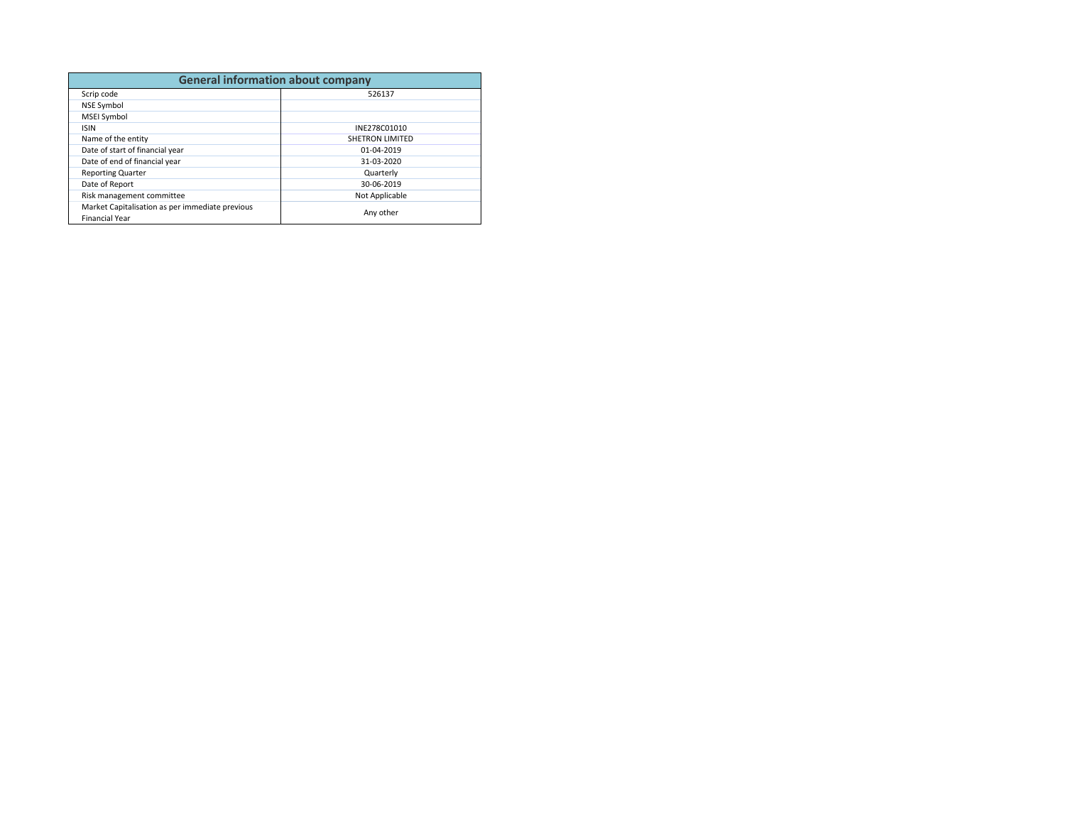| General information about company | |
|---|---|
| Scrip code | 526137 |
| NSE Symbol | |
| MSEI Symbol | |
| ISIN | INE278C01010 |
| Name of the entity | SHETRON LIMITED |
| Date of start of financial year | 01-04-2019 |
| Date of end of financial year | 31-03-2020 |
| Reporting Quarter | Quarterly |
| Date of Report | 30-06-2019 |
| Risk management committee | Not Applicable |
| Market Capitalisation as per immediate previous Financial Year | Any other |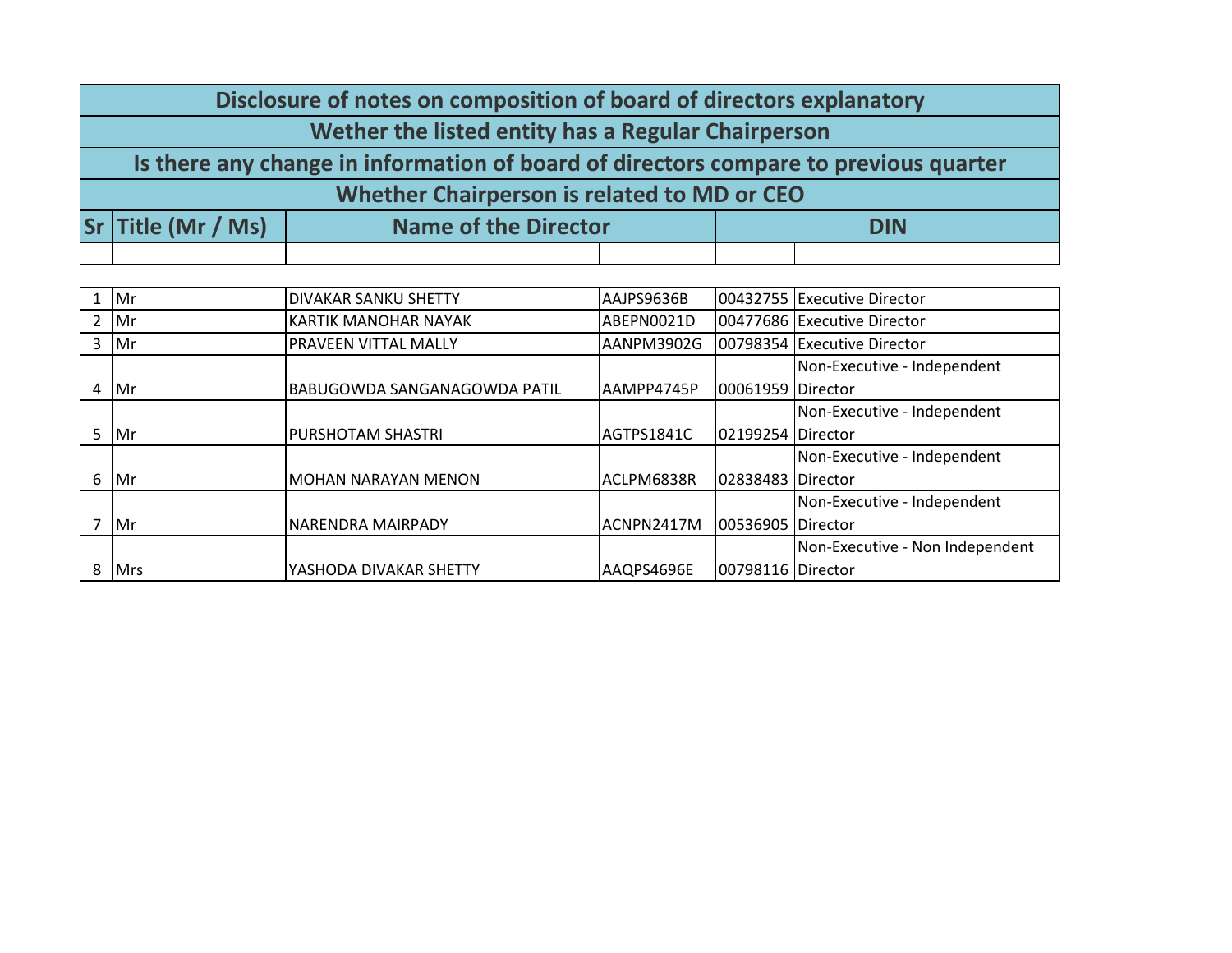| Disclosure of notes on composition of board of directors explanatory | | | | | |
|---|---|---|---|---|---|
| Wether the listed entity has a Regular Chairperson | | | | | |
| Is there any change in information of board of directors compare to previous quarter | | | | | |
| Whether Chairperson is related to MD or CEO | | | | | |
| Sr | Title (Mr / Ms) | Name of the Director | | DIN | |
| | | | | | |
| 1 | Mr | DIVAKAR SANKU SHETTY | AAJPS9636B | 00432755 | Executive Director |
| 2 | Mr | KARTIK MANOHAR NAYAK | ABEPN0021D | 00477686 | Executive Director |
| 3 | Mr | PRAVEEN VITTAL MALLY | AANPM3902G | 00798354 | Executive Director |
| 4 | Mr | BABUGOWDA SANGANAGOWDA PATIL | AAMPP4745P | 00061959 | Non-Executive - Independent Director |
| 5 | Mr | PURSHOTAM SHASTRI | AGTPS1841C | 02199254 | Non-Executive - Independent Director |
| 6 | Mr | MOHAN NARAYAN MENON | ACLPM6838R | 02838483 | Non-Executive - Independent Director |
| 7 | Mr | NARENDRA MAIRPADY | ACNPN2417M | 00536905 | Non-Executive - Independent Director |
| 8 | Mrs | YASHODA DIVAKAR SHETTY | AAQPS4696E | 00798116 | Non-Executive - Non Independent Director |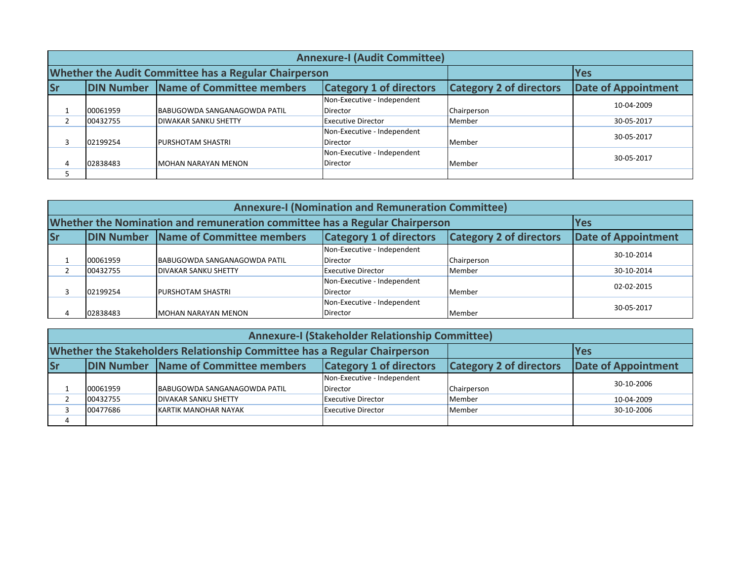| Annexure-I (Audit Committee) | | | | | |
|---|---|---|---|---|---|
| Whether the Audit Committee has a Regular Chairperson | | | | | Yes |
| Sr | DIN Number | Name of Committee members | Category 1 of directors | Category 2 of directors | Date of Appointment |
| 1 | 00061959 | BABUGOWDA SANGANAGOWDA PATIL | Non-Executive - Independent Director | Chairperson | 10-04-2009 |
| 2 | 00432755 | DIWAKAR SANKU SHETTY | Executive Director | Member | 30-05-2017 |
| 3 | 02199254 | PURSHOTAM SHASTRI | Non-Executive - Independent Director | Member | 30-05-2017 |
| 4 | 02838483 | MOHAN NARAYAN MENON | Non-Executive - Independent Director | Member | 30-05-2017 |
| 5 | | | | | |

| Annexure-I (Nomination and Remuneration Committee) | | | | | |
|---|---|---|---|---|---|
| Whether the Nomination and remuneration committee has a Regular Chairperson | | | | | Yes |
| Sr | DIN Number | Name of Committee members | Category 1 of directors | Category 2 of directors | Date of Appointment |
| 1 | 00061959 | BABUGOWDA SANGANAGOWDA PATIL | Non-Executive - Independent Director | Chairperson | 30-10-2014 |
| 2 | 00432755 | DIVAKAR SANKU SHETTY | Executive Director | Member | 30-10-2014 |
| 3 | 02199254 | PURSHOTAM SHASTRI | Non-Executive - Independent Director | Member | 02-02-2015 |
| 4 | 02838483 | MOHAN NARAYAN MENON | Non-Executive - Independent Director | Member | 30-05-2017 |

| Annexure-I (Stakeholder Relationship Committee) | | | | | |
|---|---|---|---|---|---|
| Whether the Stakeholders Relationship Committee has a Regular Chairperson | | | | | Yes |
| Sr | DIN Number | Name of Committee members | Category 1 of directors | Category 2 of directors | Date of Appointment |
| 1 | 00061959 | BABUGOWDA SANGANAGOWDA PATIL | Non-Executive - Independent Director | Chairperson | 30-10-2006 |
| 2 | 00432755 | DIVAKAR SANKU SHETTY | Executive Director | Member | 10-04-2009 |
| 3 | 00477686 | KARTIK MANOHAR NAYAK | Executive Director | Member | 30-10-2006 |
| 4 | | | | | |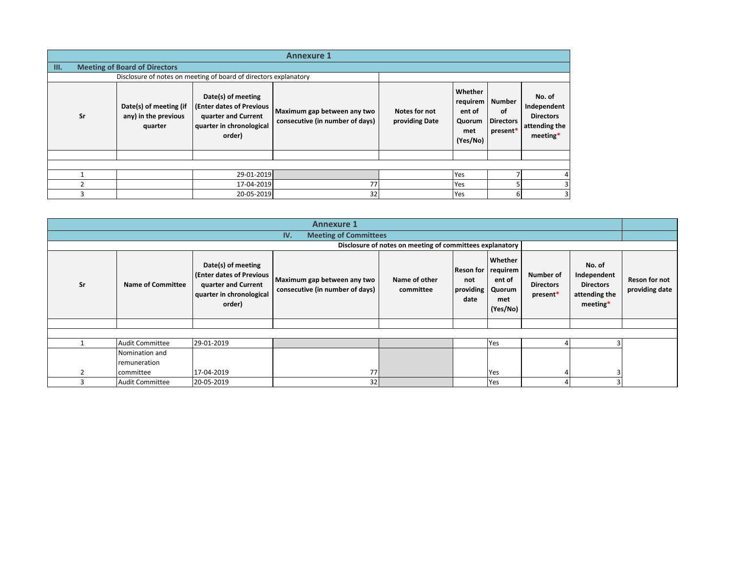## Annexure 1

### III. Meeting of Board of Directors

Disclosure of notes on meeting of board of directors explanatory

| Sr | Date(s) of meeting (if any) in the previous quarter | Date(s) of meeting (Enter dates of Previous quarter and Current quarter in chronological order) | Maximum gap between any two consecutive (in number of days) | Notes for not providing Date | Whether requirement of Quorum met (Yes/No) | Number of Directors present* | No. of Independent Directors attending the meeting* |
|---|---|---|---|---|---|---|---|
| | | | | | | | |
| 1 | | 29-01-2019 | | | Yes | 7 | 4 |
| 2 | | 17-04-2019 | 77 | | Yes | 5 | 3 |
| 3 | | 20-05-2019 | 32 | | Yes | 6 | 3 |

## Annexure 1

### IV. Meeting of Committees

Disclosure of notes on meeting of committees explanatory

| Sr | Name of Committee | Date(s) of meeting (Enter dates of Previous quarter and Current quarter in chronological order) | Maximum gap between any two consecutive (in number of days) | Name of other committee | Reson for not providing date | Whether requirement of Quorum met (Yes/No) | Number of Directors present* | No. of Independent Directors attending the meeting* | Reson for not providing date |
|---|---|---|---|---|---|---|---|---|---|
| | | | | | | | | | |
| 1 | Audit Committee | 29-01-2019 | | | | Yes | 4 | 3 | |
| 2 | Nomination and remuneration committee | 17-04-2019 | 77 | | | Yes | 4 | 3 | |
| 3 | Audit Committee | 20-05-2019 | 32 | | | Yes | 4 | 3 | |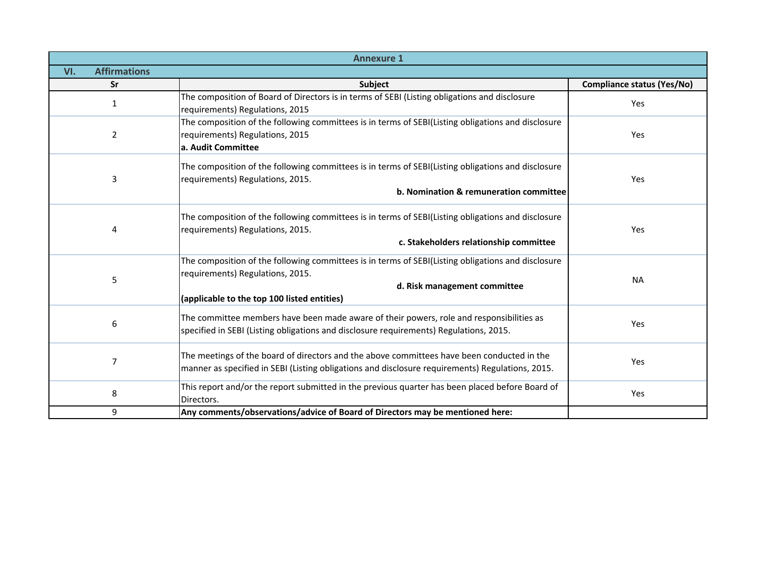## Annexure 1

### VI. Affirmations

| Sr | Subject | Compliance status (Yes/No) |
|---|---|---|
| 1 | The composition of Board of Directors is in terms of SEBI (Listing obligations and disclosure requirements) Regulations, 2015 | Yes |
| 2 | The composition of the following committees is in terms of SEBI(Listing obligations and disclosure requirements) Regulations, 2015 **a. Audit Committee** | Yes |
| 3 | The composition of the following committees is in terms of SEBI(Listing obligations and disclosure requirements) Regulations, 2015. **b. Nomination & remuneration committee** | Yes |
| 4 | The composition of the following committees is in terms of SEBI(Listing obligations and disclosure requirements) Regulations, 2015. **c. Stakeholders relationship committee** | Yes |
| 5 | The composition of the following committees is in terms of SEBI(Listing obligations and disclosure requirements) Regulations, 2015. **d. Risk management committee** **(applicable to the top 100 listed entities)** | NA |
| 6 | The committee members have been made aware of their powers, role and responsibilities as specified in SEBI (Listing obligations and disclosure requirements) Regulations, 2015. | Yes |
| 7 | The meetings of the board of directors and the above committees have been conducted in the manner as specified in SEBI (Listing obligations and disclosure requirements) Regulations, 2015. | Yes |
| 8 | This report and/or the report submitted in the previous quarter has been placed before Board of Directors. | Yes |
| 9 | **Any comments/observations/advice of Board of Directors may be mentioned here:** | |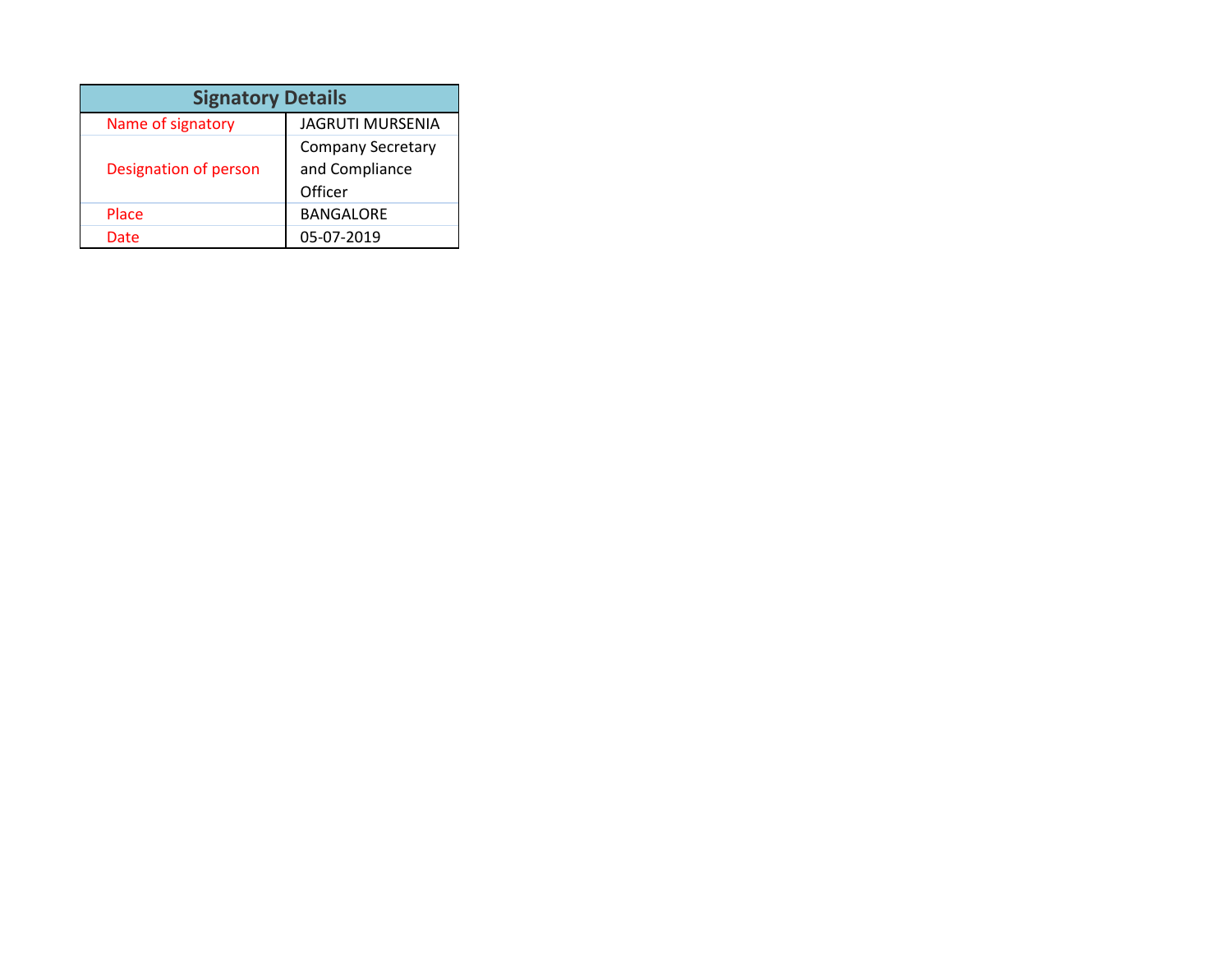| Signatory Details | |
|---|---|
| Name of signatory | JAGRUTI MURSENIA |
| Designation of person | Company Secretary and Compliance Officer |
| Place | BANGALORE |
| Date | 05-07-2019 |